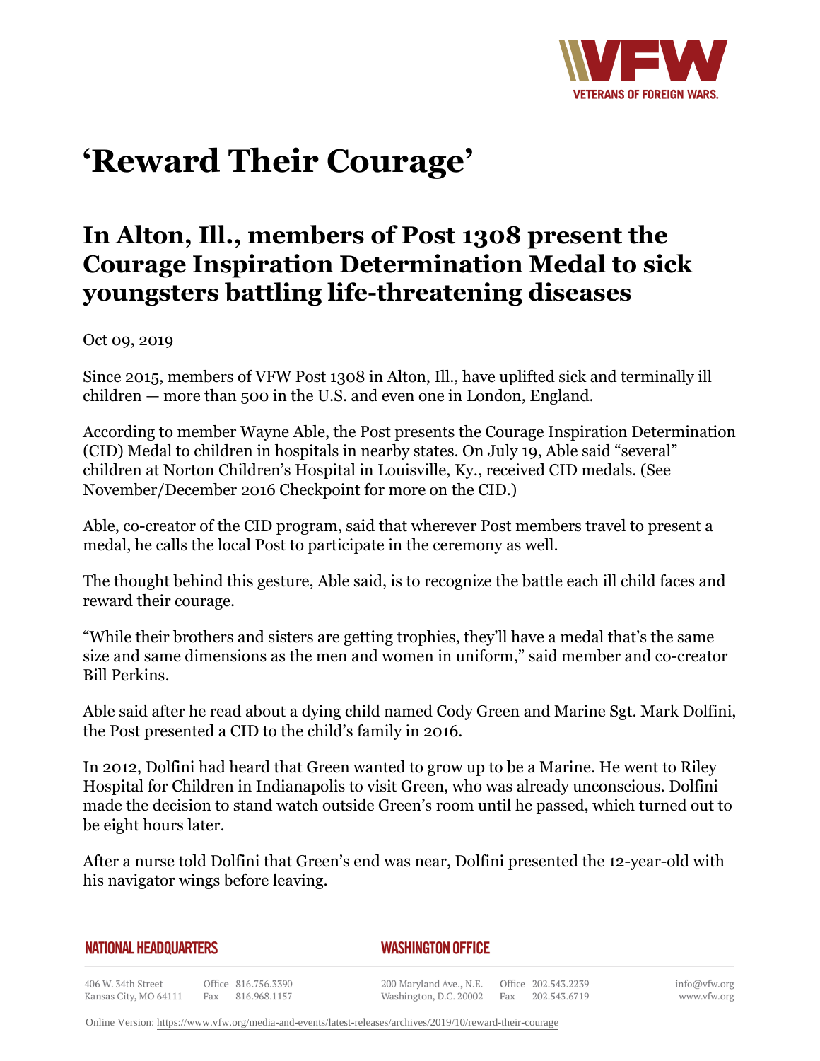# 'Reward Their Courage'

## In Alton, Ill., members of Post 1308 present the Courage Inspiration Determination Medal to sick youngsters battling life-threatening diseases

Oct 09, 2019

Since 2015, members of VFW Post 1308 in Alton, Ill., have uplifted sick and terminally ill children — more than 500 in the U.S. and even one in London, England.

According to member Wayne Able, the Post presents the Courage Inspiration Determination (CID) Medal to children in hospitals in nearby states. On July 19, Able said "several" children at Norton Children's Hospital in Louisville, Ky., received CID medals. (See November/December 2016 Checkpoint for more on the CID.)

Able, co-creator of the CID program, said that wherever Post members travel to present a medal, he calls the local Post to participate in the ceremony as well.

The thought behind this gesture, Able said, is to recognize the battle each ill child faces and reward their courage.

"While their brothers and sisters are getting trophies, they'll have a medal that's the same size and same dimensions as the men and women in uniform," said member and co-creator Bill Perkins.

Able said after he read about a dying child named Cody Green and Marine Sgt. Mark Dolfini, the Post presented a CID to the child's family in 2016.

In 2012, Dolfini had heard that Green wanted to grow up to be a Marine. He went to Riley Hospital for Children in Indianapolis to visit Green, who was already unconscious. Dolfini made the decision to stand watch outside Green's room until he passed, which turned out to be eight hours later.

After a nurse told Dolfini that Green's end was near, Dolfini presented the 12-year-old with his navigator wings before leaving.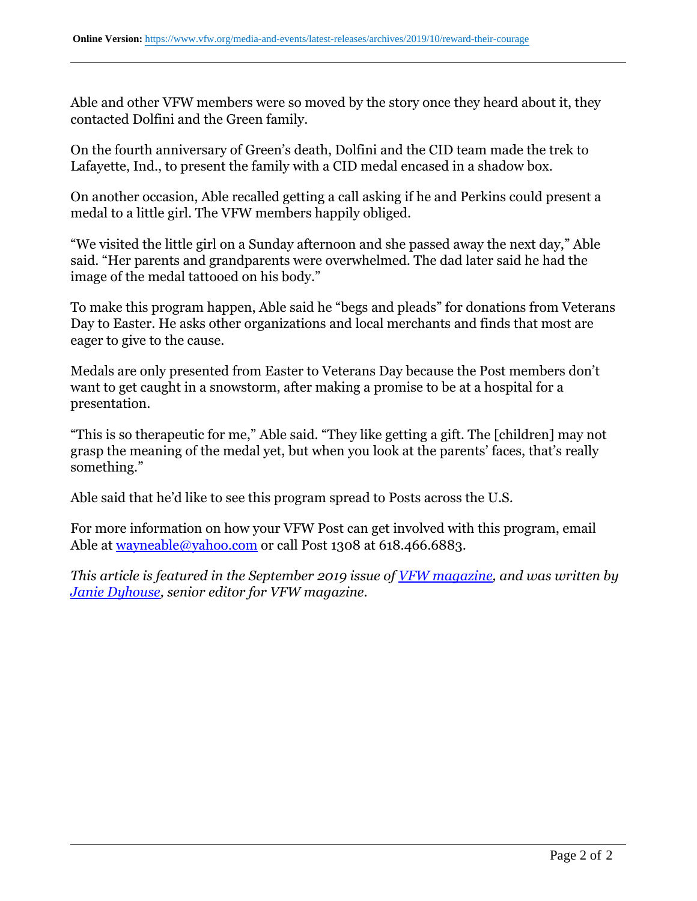Able and other VFW members were so moved by the story once they heard about it, they contacted Dolfini and the Green family.

On the fourth anniversary of Green's death, Dolfini and the CID team made the trek to Lafayette, Ind., to present the family with a CID medal encased in a shadow box.

On another occasion, Able recalled getting a call asking if he and Perkins could present a medal to a little girl. The VFW members happily obliged.

"We visited the little girl on a Sunday afternoon and she passed away the next day," Able said. "Her parents and grandparents were overwhelmed. The dad later said he had the image of the medal tattooed on his body."

To make this program happen, Able said he "begs and pleads" for donations from Veterans Day to Easter. He asks other organizations and local merchants and finds that most are eager to give to the cause.

Medals are only presented from Easter to Veterans Day because the Post members don't want to get caught in a snowstorm, after making a promise to be at a hospital for a presentation.

"This is so therapeutic for me," Able said. "They like getting a gift. The [children] may not grasp the meaning of the medal yet, but when you look at the parents' faces, that's really something."

Able said that he'd like to see this program spread to Posts across the U.S.

For more information on how your VFW Post can get involved with this program, email Able at wayneable@yahoo.com or call Post 1308 at 618.466.6883.

*This article is featured in the September 2019 issue of VFW magazine, and was written by Janie Dyhouse, senior editor for VFW magazine.*